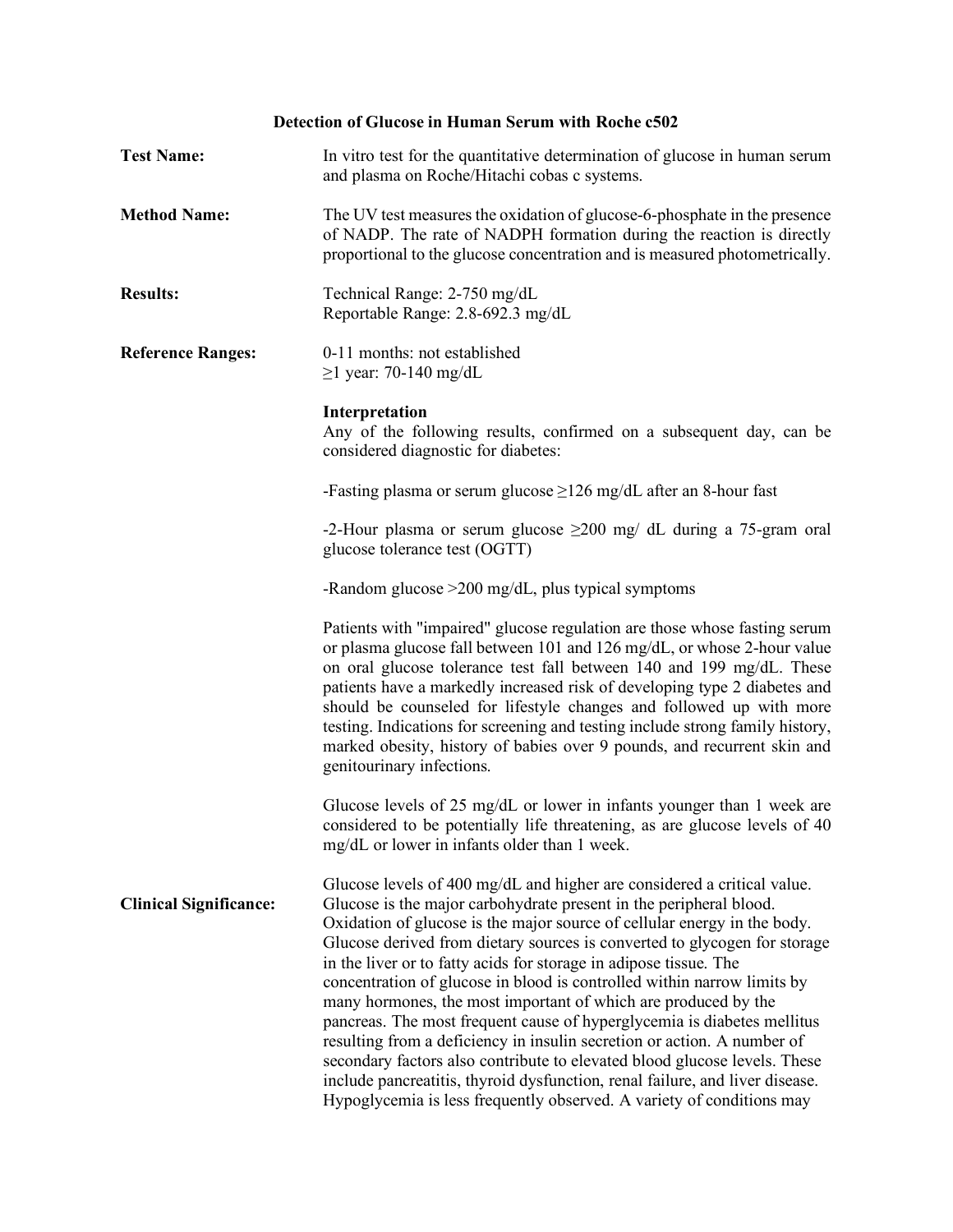## Detection of Glucose in Human Serum with Roche c502

**Test Name:** In vitro test for the quantitative determination of glucose in human serum and plasma on Roche/Hitachi cobas c systems.

**Method Name:** The UV test measures the oxidation of glucose-6-phosphate in the presence of NADP. The rate of NADPH formation during the reaction is directly proportional to the glucose concentration and is measured photometrically.

**Results:** Technical Range: 2-750 mg/dL
Reportable Range: 2.8-692.3 mg/dL

**Reference Ranges:** 0-11 months: not established
≥1 year: 70-140 mg/dL

**Interpretation**

Any of the following results, confirmed on a subsequent day, can be considered diagnostic for diabetes:

-Fasting plasma or serum glucose ≥126 mg/dL after an 8-hour fast

-2-Hour plasma or serum glucose ≥200 mg/ dL during a 75-gram oral glucose tolerance test (OGTT)

-Random glucose >200 mg/dL, plus typical symptoms

Patients with "impaired" glucose regulation are those whose fasting serum or plasma glucose fall between 101 and 126 mg/dL, or whose 2-hour value on oral glucose tolerance test fall between 140 and 199 mg/dL. These patients have a markedly increased risk of developing type 2 diabetes and should be counseled for lifestyle changes and followed up with more testing. Indications for screening and testing include strong family history, marked obesity, history of babies over 9 pounds, and recurrent skin and genitourinary infections.

Glucose levels of 25 mg/dL or lower in infants younger than 1 week are considered to be potentially life threatening, as are glucose levels of 40 mg/dL or lower in infants older than 1 week.

Glucose levels of 400 mg/dL and higher are considered a critical value.

**Clinical Significance:** Glucose is the major carbohydrate present in the peripheral blood. Oxidation of glucose is the major source of cellular energy in the body. Glucose derived from dietary sources is converted to glycogen for storage in the liver or to fatty acids for storage in adipose tissue. The concentration of glucose in blood is controlled within narrow limits by many hormones, the most important of which are produced by the pancreas. The most frequent cause of hyperglycemia is diabetes mellitus resulting from a deficiency in insulin secretion or action. A number of secondary factors also contribute to elevated blood glucose levels. These include pancreatitis, thyroid dysfunction, renal failure, and liver disease. Hypoglycemia is less frequently observed. A variety of conditions may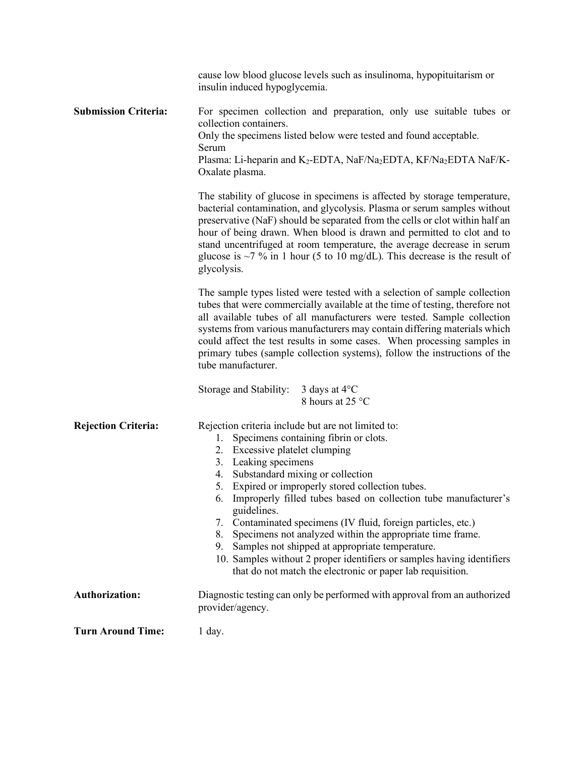cause low blood glucose levels such as insulinoma, hypopituitarism or insulin induced hypoglycemia.

**Submission Criteria:** For specimen collection and preparation, only use suitable tubes or collection containers.
Only the specimens listed below were tested and found acceptable.
Serum
Plasma: Li-heparin and $K_2$-EDTA, NaF/$Na_2$EDTA, KF/$Na_2$EDTA NaF/K-Oxalate plasma.

The stability of glucose in specimens is affected by storage temperature, bacterial contamination, and glycolysis. Plasma or serum samples without preservative (NaF) should be separated from the cells or clot within half an hour of being drawn. When blood is drawn and permitted to clot and to stand uncentrifuged at room temperature, the average decrease in serum glucose is ~7 % in 1 hour (5 to 10 mg/dL). This decrease is the result of glycolysis.

The sample types listed were tested with a selection of sample collection tubes that were commercially available at the time of testing, therefore not all available tubes of all manufacturers were tested. Sample collection systems from various manufacturers may contain differing materials which could affect the test results in some cases. When processing samples in primary tubes (sample collection systems), follow the instructions of the tube manufacturer.

Storage and Stability: 3 days at 4°C
8 hours at 25 °C

**Rejection Criteria:** Rejection criteria include but are not limited to:

1. Specimens containing fibrin or clots.
2. Excessive platelet clumping
3. Leaking specimens
4. Substandard mixing or collection
5. Expired or improperly stored collection tubes.
6. Improperly filled tubes based on collection tube manufacturer's guidelines.
7. Contaminated specimens (IV fluid, foreign particles, etc.)
8. Specimens not analyzed within the appropriate time frame.
9. Samples not shipped at appropriate temperature.
10. Samples without 2 proper identifiers or samples having identifiers that do not match the electronic or paper lab requisition.

**Authorization:** Diagnostic testing can only be performed with approval from an authorized provider/agency.

**Turn Around Time:** 1 day.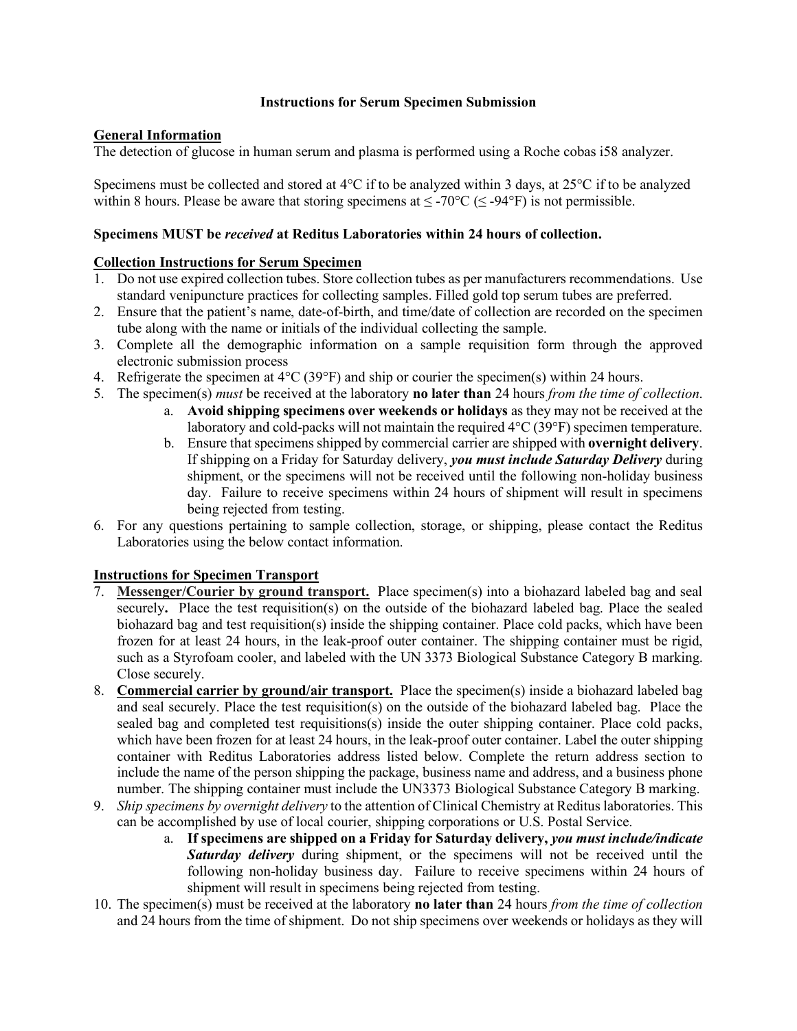**Instructions for Serum Specimen Submission**

**General Information**

The detection of glucose in human serum and plasma is performed using a Roche cobas i58 analyzer.

Specimens must be collected and stored at 4°C if to be analyzed within 3 days, at 25°C if to be analyzed within 8 hours. Please be aware that storing specimens at ≤ -70°C (≤ -94°F) is not permissible.

**Specimens MUST be *received* at Reditus Laboratories within 24 hours of collection.**

**Collection Instructions for Serum Specimen**

1. Do not use expired collection tubes. Store collection tubes as per manufacturers recommendations. Use standard venipuncture practices for collecting samples. Filled gold top serum tubes are preferred.
2. Ensure that the patient's name, date-of-birth, and time/date of collection are recorded on the specimen tube along with the name or initials of the individual collecting the sample.
3. Complete all the demographic information on a sample requisition form through the approved electronic submission process
4. Refrigerate the specimen at 4°C (39°F) and ship or courier the specimen(s) within 24 hours.
5. The specimen(s) *must* be received at the laboratory **no later than** 24 hours *from the time of collection*.
    a. **Avoid shipping specimens over weekends or holidays** as they may not be received at the laboratory and cold-packs will not maintain the required 4°C (39°F) specimen temperature.
    b. Ensure that specimens shipped by commercial carrier are shipped with **overnight delivery**. If shipping on a Friday for Saturday delivery, ***you must include Saturday Delivery*** during shipment, or the specimens will not be received until the following non-holiday business day. Failure to receive specimens within 24 hours of shipment will result in specimens being rejected from testing.
6. For any questions pertaining to sample collection, storage, or shipping, please contact the Reditus Laboratories using the below contact information.

**Instructions for Specimen Transport**

7. **Messenger/Courier by ground transport.** Place specimen(s) into a biohazard labeled bag and seal securely**.** Place the test requisition(s) on the outside of the biohazard labeled bag. Place the sealed biohazard bag and test requisition(s) inside the shipping container. Place cold packs, which have been frozen for at least 24 hours, in the leak-proof outer container. The shipping container must be rigid, such as a Styrofoam cooler, and labeled with the UN 3373 Biological Substance Category B marking. Close securely.
8. **Commercial carrier by ground/air transport.** Place the specimen(s) inside a biohazard labeled bag and seal securely. Place the test requisition(s) on the outside of the biohazard labeled bag. Place the sealed bag and completed test requisitions(s) inside the outer shipping container. Place cold packs, which have been frozen for at least 24 hours, in the leak-proof outer container. Label the outer shipping container with Reditus Laboratories address listed below. Complete the return address section to include the name of the person shipping the package, business name and address, and a business phone number. The shipping container must include the UN3373 Biological Substance Category B marking.
9. *Ship specimens by overnight delivery* to the attention of Clinical Chemistry at Reditus laboratories. This can be accomplished by use of local courier, shipping corporations or U.S. Postal Service.
    a. **If specimens are shipped on a Friday for Saturday delivery, *you must include/indicate Saturday delivery*** during shipment, or the specimens will not be received until the following non-holiday business day. Failure to receive specimens within 24 hours of shipment will result in specimens being rejected from testing.
10. The specimen(s) must be received at the laboratory **no later than** 24 hours *from the time of collection* and 24 hours from the time of shipment. Do not ship specimens over weekends or holidays as they will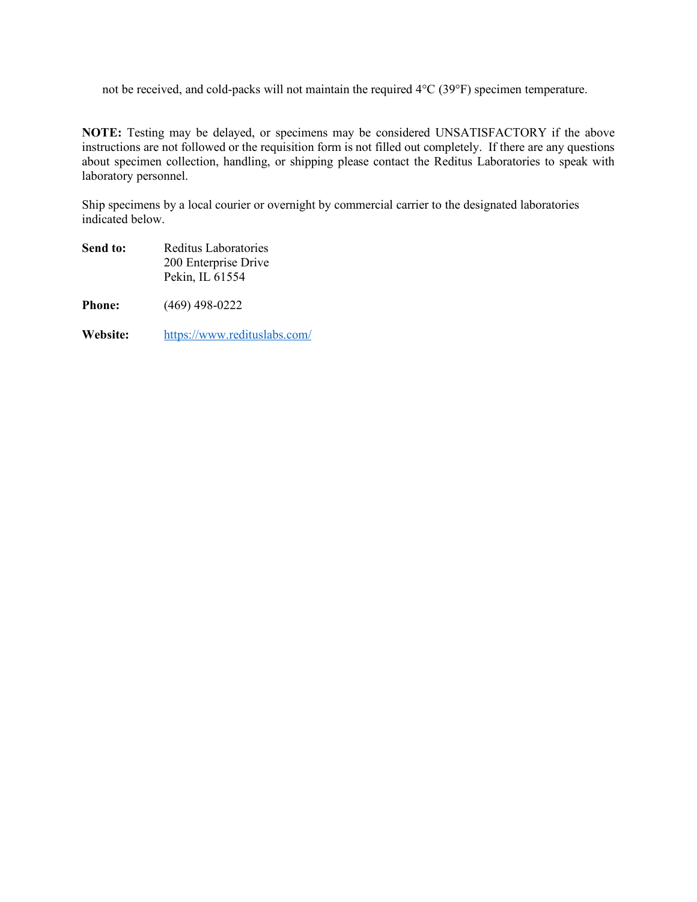not be received, and cold-packs will not maintain the required 4°C (39°F) specimen temperature.

**NOTE:** Testing may be delayed, or specimens may be considered UNSATISFACTORY if the above instructions are not followed or the requisition form is not filled out completely. If there are any questions about specimen collection, handling, or shipping please contact the Reditus Laboratories to speak with laboratory personnel.

Ship specimens by a local courier or overnight by commercial carrier to the designated laboratories indicated below.

**Send to:** Reditus Laboratories
200 Enterprise Drive
Pekin, IL 61554

**Phone:** (469) 498-0222

**Website:** https://www.redituslabs.com/